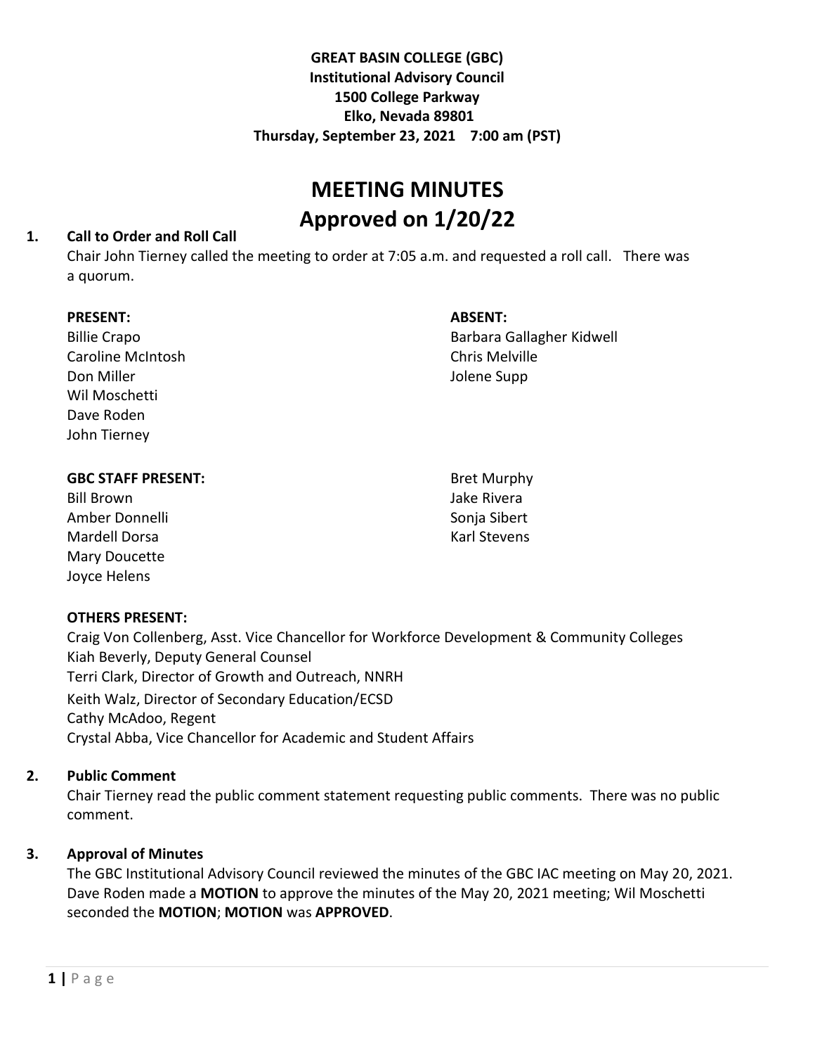**GREAT BASIN COLLEGE (GBC)**
**Institutional Advisory Council**
**1500 College Parkway**
**Elko, Nevada 89801**
**Thursday, September 23, 2021 7:00 am (PST)**

# MEETING MINUTES
# Approved on 1/20/22

## 1. Call to Order and Roll Call

Chair John Tierney called the meeting to order at 7:05 a.m. and requested a roll call. There was a quorum.

**PRESENT:**
Billie Crapo
Caroline McIntosh
Don Miller
Wil Moschetti
Dave Roden
John Tierney

**ABSENT:**
Barbara Gallagher Kidwell
Chris Melville
Jolene Supp

**GBC STAFF PRESENT:**
Bill Brown
Amber Donnelli
Mardell Dorsa
Mary Doucette
Joyce Helens
Bret Murphy
Jake Rivera
Sonja Sibert
Karl Stevens

**OTHERS PRESENT:**
Craig Von Collenberg, Asst. Vice Chancellor for Workforce Development & Community Colleges
Kiah Beverly, Deputy General Counsel
Terri Clark, Director of Growth and Outreach, NNRH
Keith Walz, Director of Secondary Education/ECSD
Cathy McAdoo, Regent
Crystal Abba, Vice Chancellor for Academic and Student Affairs

## 2. Public Comment

Chair Tierney read the public comment statement requesting public comments. There was no public comment.

## 3. Approval of Minutes

The GBC Institutional Advisory Council reviewed the minutes of the GBC IAC meeting on May 20, 2021. Dave Roden made a **MOTION** to approve the minutes of the May 20, 2021 meeting; Wil Moschetti seconded the **MOTION**; **MOTION** was **APPROVED**.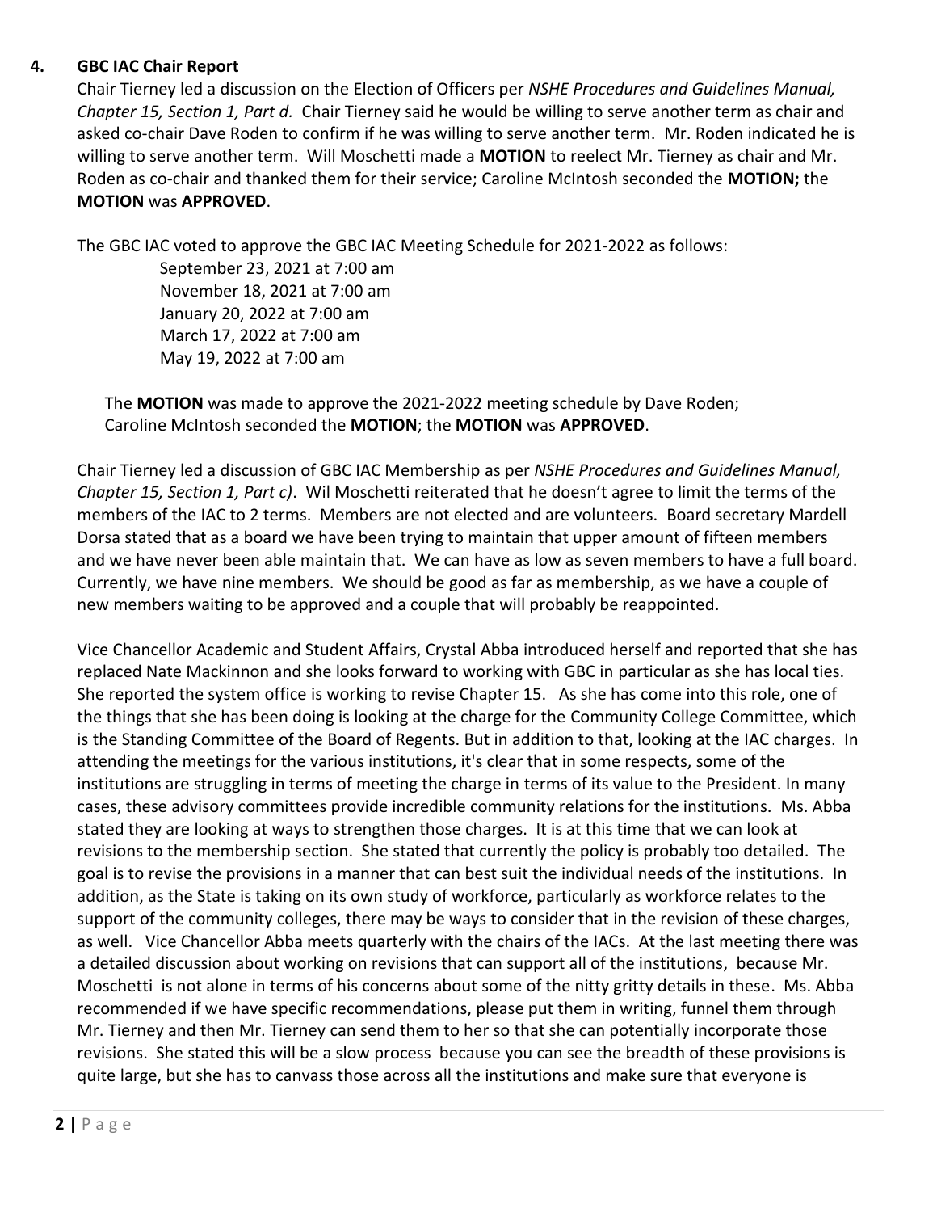## 4. GBC IAC Chair Report

Chair Tierney led a discussion on the Election of Officers per *NSHE Procedures and Guidelines Manual, Chapter 15, Section 1, Part d.* Chair Tierney said he would be willing to serve another term as chair and asked co-chair Dave Roden to confirm if he was willing to serve another term. Mr. Roden indicated he is willing to serve another term. Will Moschetti made a **MOTION** to reelect Mr. Tierney as chair and Mr. Roden as co-chair and thanked them for their service; Caroline McIntosh seconded the **MOTION;** the **MOTION** was **APPROVED**.

The GBC IAC voted to approve the GBC IAC Meeting Schedule for 2021-2022 as follows:

September 23, 2021 at 7:00 am
November 18, 2021 at 7:00 am
January 20, 2022 at 7:00 am
March 17, 2022 at 7:00 am
May 19, 2022 at 7:00 am

The **MOTION** was made to approve the 2021-2022 meeting schedule by Dave Roden; Caroline McIntosh seconded the **MOTION**; the **MOTION** was **APPROVED**.

Chair Tierney led a discussion of GBC IAC Membership as per *NSHE Procedures and Guidelines Manual, Chapter 15, Section 1, Part c)*. Wil Moschetti reiterated that he doesn't agree to limit the terms of the members of the IAC to 2 terms. Members are not elected and are volunteers. Board secretary Mardell Dorsa stated that as a board we have been trying to maintain that upper amount of fifteen members and we have never been able maintain that. We can have as low as seven members to have a full board. Currently, we have nine members. We should be good as far as membership, as we have a couple of new members waiting to be approved and a couple that will probably be reappointed.

Vice Chancellor Academic and Student Affairs, Crystal Abba introduced herself and reported that she has replaced Nate Mackinnon and she looks forward to working with GBC in particular as she has local ties. She reported the system office is working to revise Chapter 15. As she has come into this role, one of the things that she has been doing is looking at the charge for the Community College Committee, which is the Standing Committee of the Board of Regents. But in addition to that, looking at the IAC charges. In attending the meetings for the various institutions, it's clear that in some respects, some of the institutions are struggling in terms of meeting the charge in terms of its value to the President. In many cases, these advisory committees provide incredible community relations for the institutions. Ms. Abba stated they are looking at ways to strengthen those charges. It is at this time that we can look at revisions to the membership section. She stated that currently the policy is probably too detailed. The goal is to revise the provisions in a manner that can best suit the individual needs of the institutions. In addition, as the State is taking on its own study of workforce, particularly as workforce relates to the support of the community colleges, there may be ways to consider that in the revision of these charges, as well. Vice Chancellor Abba meets quarterly with the chairs of the IACs. At the last meeting there was a detailed discussion about working on revisions that can support all of the institutions, because Mr. Moschetti is not alone in terms of his concerns about some of the nitty gritty details in these. Ms. Abba recommended if we have specific recommendations, please put them in writing, funnel them through Mr. Tierney and then Mr. Tierney can send them to her so that she can potentially incorporate those revisions. She stated this will be a slow process because you can see the breadth of these provisions is quite large, but she has to canvass those across all the institutions and make sure that everyone is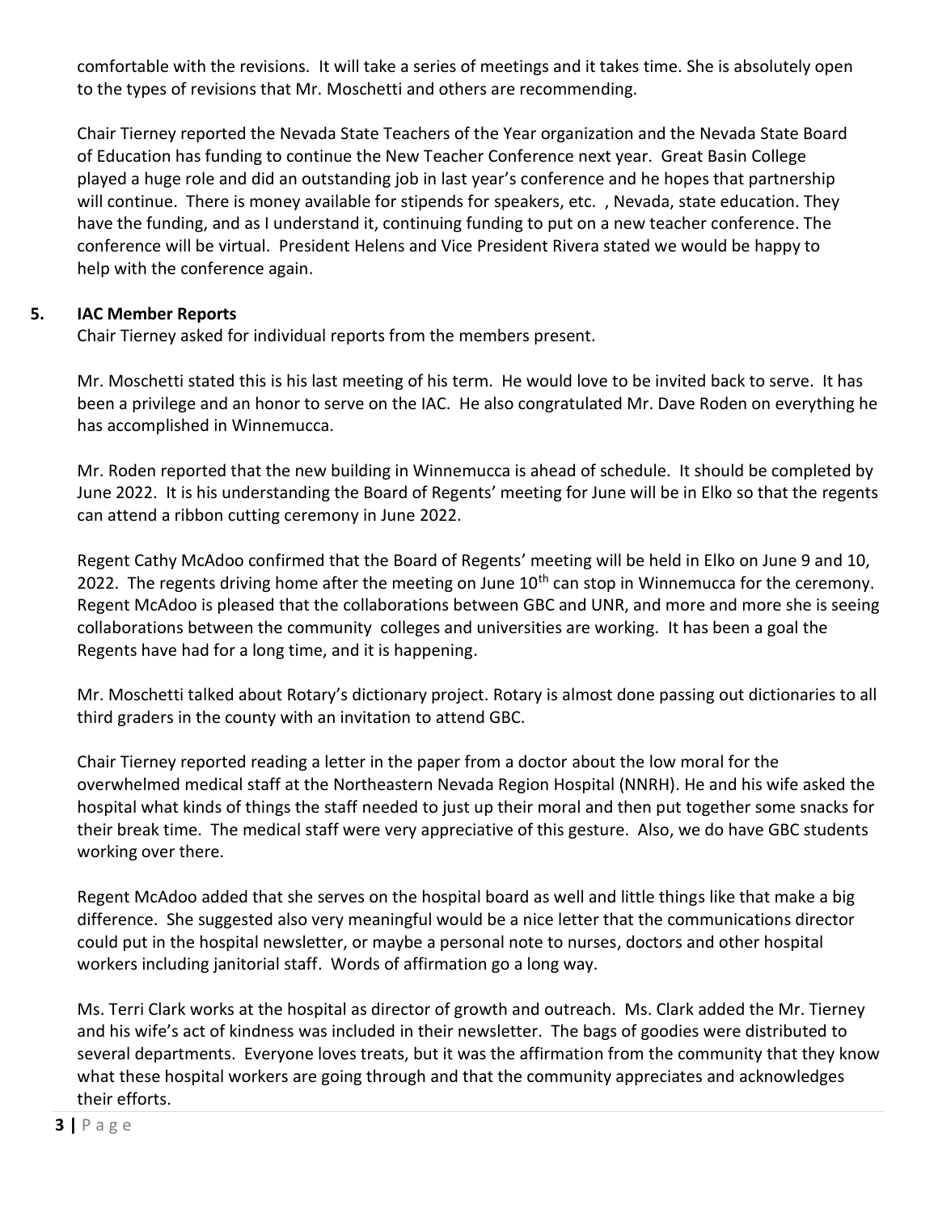comfortable with the revisions. It will take a series of meetings and it takes time. She is absolutely open to the types of revisions that Mr. Moschetti and others are recommending.

Chair Tierney reported the Nevada State Teachers of the Year organization and the Nevada State Board of Education has funding to continue the New Teacher Conference next year. Great Basin College played a huge role and did an outstanding job in last year's conference and he hopes that partnership will continue. There is money available for stipends for speakers, etc. , Nevada, state education. They have the funding, and as I understand it, continuing funding to put on a new teacher conference. The conference will be virtual. President Helens and Vice President Rivera stated we would be happy to help with the conference again.

## 5. IAC Member Reports

Chair Tierney asked for individual reports from the members present.

Mr. Moschetti stated this is his last meeting of his term. He would love to be invited back to serve. It has been a privilege and an honor to serve on the IAC. He also congratulated Mr. Dave Roden on everything he has accomplished in Winnemucca.

Mr. Roden reported that the new building in Winnemucca is ahead of schedule. It should be completed by June 2022. It is his understanding the Board of Regents' meeting for June will be in Elko so that the regents can attend a ribbon cutting ceremony in June 2022.

Regent Cathy McAdoo confirmed that the Board of Regents' meeting will be held in Elko on June 9 and 10, 2022. The regents driving home after the meeting on June 10th can stop in Winnemucca for the ceremony. Regent McAdoo is pleased that the collaborations between GBC and UNR, and more and more she is seeing collaborations between the community colleges and universities are working. It has been a goal the Regents have had for a long time, and it is happening.

Mr. Moschetti talked about Rotary's dictionary project. Rotary is almost done passing out dictionaries to all third graders in the county with an invitation to attend GBC.

Chair Tierney reported reading a letter in the paper from a doctor about the low moral for the overwhelmed medical staff at the Northeastern Nevada Region Hospital (NNRH). He and his wife asked the hospital what kinds of things the staff needed to just up their moral and then put together some snacks for their break time. The medical staff were very appreciative of this gesture. Also, we do have GBC students working over there.

Regent McAdoo added that she serves on the hospital board as well and little things like that make a big difference. She suggested also very meaningful would be a nice letter that the communications director could put in the hospital newsletter, or maybe a personal note to nurses, doctors and other hospital workers including janitorial staff. Words of affirmation go a long way.

Ms. Terri Clark works at the hospital as director of growth and outreach. Ms. Clark added the Mr. Tierney and his wife's act of kindness was included in their newsletter. The bags of goodies were distributed to several departments. Everyone loves treats, but it was the affirmation from the community that they know what these hospital workers are going through and that the community appreciates and acknowledges their efforts.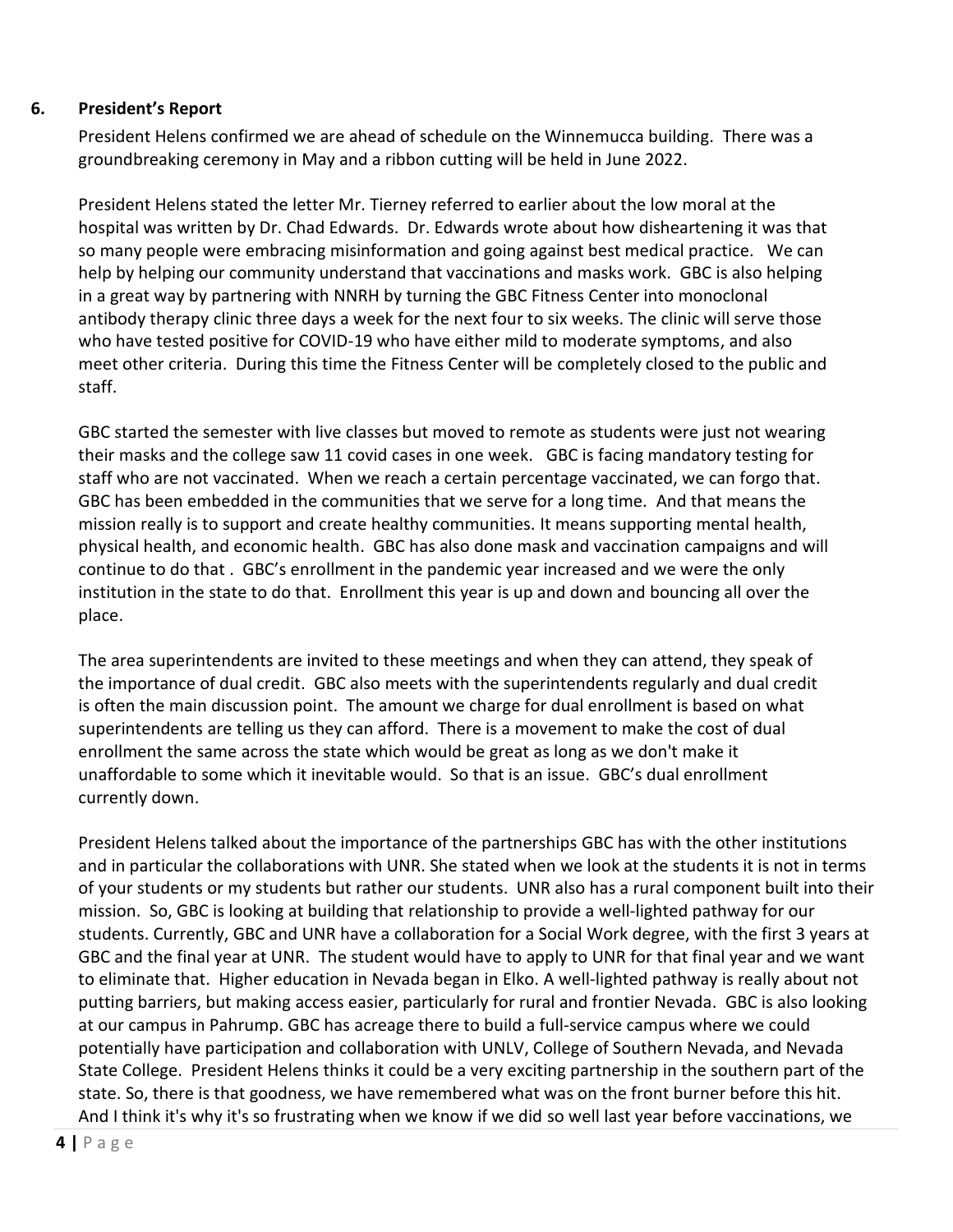## 6. President's Report

President Helens confirmed we are ahead of schedule on the Winnemucca building. There was a groundbreaking ceremony in May and a ribbon cutting will be held in June 2022.

President Helens stated the letter Mr. Tierney referred to earlier about the low moral at the hospital was written by Dr. Chad Edwards. Dr. Edwards wrote about how disheartening it was that so many people were embracing misinformation and going against best medical practice. We can help by helping our community understand that vaccinations and masks work. GBC is also helping in a great way by partnering with NNRH by turning the GBC Fitness Center into monoclonal antibody therapy clinic three days a week for the next four to six weeks. The clinic will serve those who have tested positive for COVID-19 who have either mild to moderate symptoms, and also meet other criteria. During this time the Fitness Center will be completely closed to the public and staff.

GBC started the semester with live classes but moved to remote as students were just not wearing their masks and the college saw 11 covid cases in one week. GBC is facing mandatory testing for staff who are not vaccinated. When we reach a certain percentage vaccinated, we can forgo that. GBC has been embedded in the communities that we serve for a long time. And that means the mission really is to support and create healthy communities. It means supporting mental health, physical health, and economic health. GBC has also done mask and vaccination campaigns and will continue to do that . GBC's enrollment in the pandemic year increased and we were the only institution in the state to do that. Enrollment this year is up and down and bouncing all over the place.

The area superintendents are invited to these meetings and when they can attend, they speak of the importance of dual credit. GBC also meets with the superintendents regularly and dual credit is often the main discussion point. The amount we charge for dual enrollment is based on what superintendents are telling us they can afford. There is a movement to make the cost of dual enrollment the same across the state which would be great as long as we don't make it unaffordable to some which it inevitable would. So that is an issue. GBC's dual enrollment currently down.

President Helens talked about the importance of the partnerships GBC has with the other institutions and in particular the collaborations with UNR. She stated when we look at the students it is not in terms of your students or my students but rather our students. UNR also has a rural component built into their mission. So, GBC is looking at building that relationship to provide a well-lighted pathway for our students. Currently, GBC and UNR have a collaboration for a Social Work degree, with the first 3 years at GBC and the final year at UNR. The student would have to apply to UNR for that final year and we want to eliminate that. Higher education in Nevada began in Elko. A well-lighted pathway is really about not putting barriers, but making access easier, particularly for rural and frontier Nevada. GBC is also looking at our campus in Pahrump. GBC has acreage there to build a full-service campus where we could potentially have participation and collaboration with UNLV, College of Southern Nevada, and Nevada State College. President Helens thinks it could be a very exciting partnership in the southern part of the state. So, there is that goodness, we have remembered what was on the front burner before this hit. And I think it's why it's so frustrating when we know if we did so well last year before vaccinations, we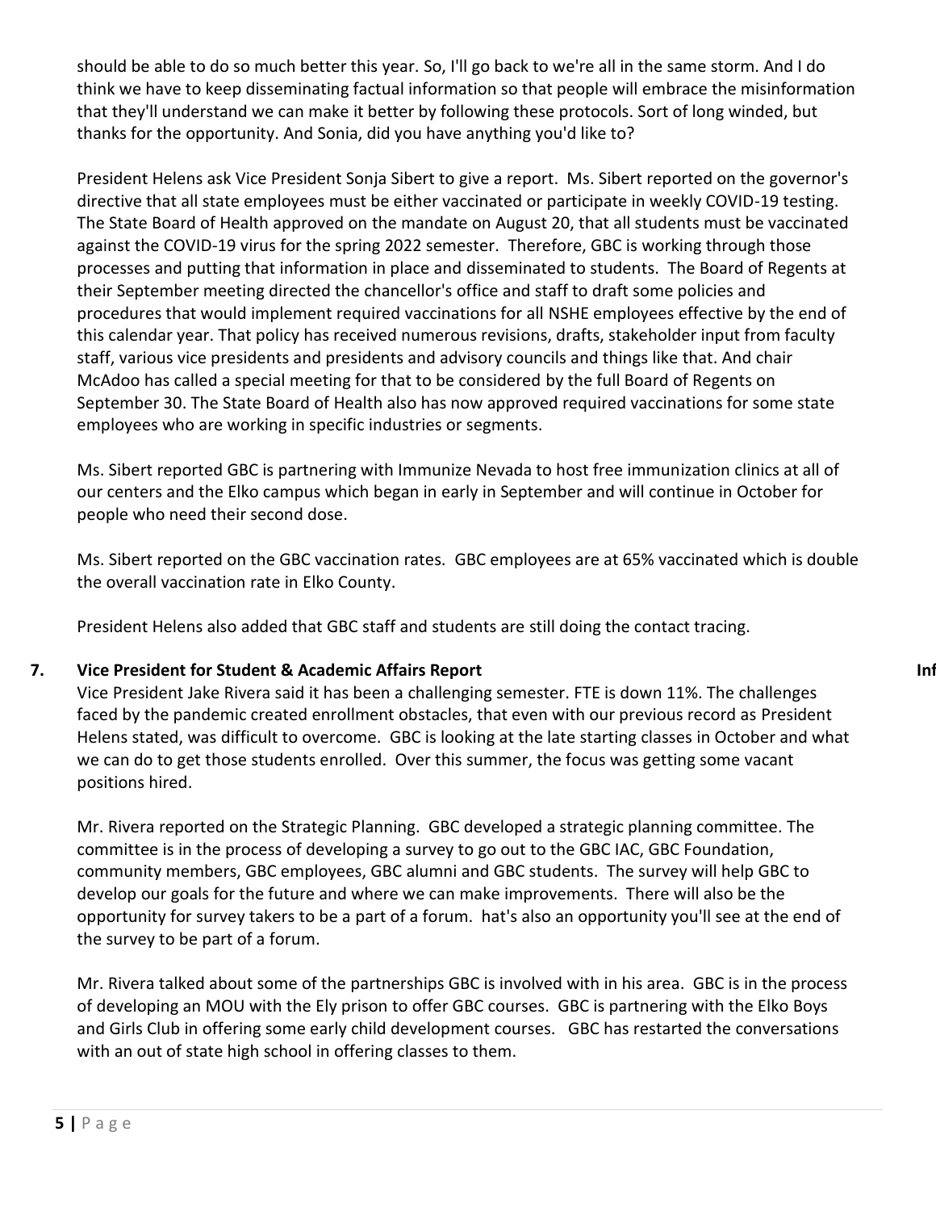should be able to do so much better this year. So, I'll go back to we're all in the same storm. And I do think we have to keep disseminating factual information so that people will embrace the misinformation that they'll understand we can make it better by following these protocols. Sort of long winded, but thanks for the opportunity. And Sonia, did you have anything you'd like to?

President Helens ask Vice President Sonja Sibert to give a report. Ms. Sibert reported on the governor's directive that all state employees must be either vaccinated or participate in weekly COVID-19 testing. The State Board of Health approved on the mandate on August 20, that all students must be vaccinated against the COVID-19 virus for the spring 2022 semester. Therefore, GBC is working through those processes and putting that information in place and disseminated to students. The Board of Regents at their September meeting directed the chancellor's office and staff to draft some policies and procedures that would implement required vaccinations for all NSHE employees effective by the end of this calendar year. That policy has received numerous revisions, drafts, stakeholder input from faculty staff, various vice presidents and presidents and advisory councils and things like that. And chair McAdoo has called a special meeting for that to be considered by the full Board of Regents on September 30. The State Board of Health also has now approved required vaccinations for some state employees who are working in specific industries or segments.

Ms. Sibert reported GBC is partnering with Immunize Nevada to host free immunization clinics at all of our centers and the Elko campus which began in early in September and will continue in October for people who need their second dose.

Ms. Sibert reported on the GBC vaccination rates. GBC employees are at 65% vaccinated which is double the overall vaccination rate in Elko County.

President Helens also added that GBC staff and students are still doing the contact tracing.

**7. Vice President for Student & Academic Affairs Report** **Inf**

Vice President Jake Rivera said it has been a challenging semester. FTE is down 11%. The challenges faced by the pandemic created enrollment obstacles, that even with our previous record as President Helens stated, was difficult to overcome. GBC is looking at the late starting classes in October and what we can do to get those students enrolled. Over this summer, the focus was getting some vacant positions hired.

Mr. Rivera reported on the Strategic Planning. GBC developed a strategic planning committee. The committee is in the process of developing a survey to go out to the GBC IAC, GBC Foundation, community members, GBC employees, GBC alumni and GBC students. The survey will help GBC to develop our goals for the future and where we can make improvements. There will also be the opportunity for survey takers to be a part of a forum. hat's also an opportunity you'll see at the end of the survey to be part of a forum.

Mr. Rivera talked about some of the partnerships GBC is involved with in his area. GBC is in the process of developing an MOU with the Ely prison to offer GBC courses. GBC is partnering with the Elko Boys and Girls Club in offering some early child development courses. GBC has restarted the conversations with an out of state high school in offering classes to them.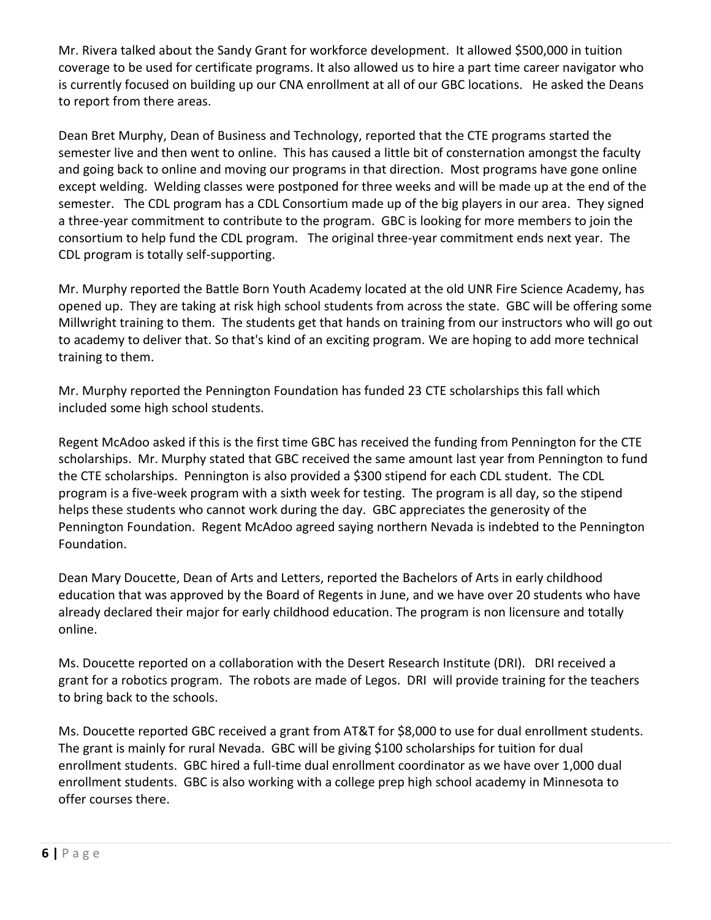Mr. Rivera talked about the Sandy Grant for workforce development. It allowed $500,000 in tuition coverage to be used for certificate programs. It also allowed us to hire a part time career navigator who is currently focused on building up our CNA enrollment at all of our GBC locations. He asked the Deans to report from there areas.

Dean Bret Murphy, Dean of Business and Technology, reported that the CTE programs started the semester live and then went to online. This has caused a little bit of consternation amongst the faculty and going back to online and moving our programs in that direction. Most programs have gone online except welding. Welding classes were postponed for three weeks and will be made up at the end of the semester. The CDL program has a CDL Consortium made up of the big players in our area. They signed a three-year commitment to contribute to the program. GBC is looking for more members to join the consortium to help fund the CDL program. The original three-year commitment ends next year. The CDL program is totally self-supporting.

Mr. Murphy reported the Battle Born Youth Academy located at the old UNR Fire Science Academy, has opened up. They are taking at risk high school students from across the state. GBC will be offering some Millwright training to them. The students get that hands on training from our instructors who will go out to academy to deliver that. So that's kind of an exciting program. We are hoping to add more technical training to them.

Mr. Murphy reported the Pennington Foundation has funded 23 CTE scholarships this fall which included some high school students.

Regent McAdoo asked if this is the first time GBC has received the funding from Pennington for the CTE scholarships. Mr. Murphy stated that GBC received the same amount last year from Pennington to fund the CTE scholarships. Pennington is also provided a $300 stipend for each CDL student. The CDL program is a five-week program with a sixth week for testing. The program is all day, so the stipend helps these students who cannot work during the day. GBC appreciates the generosity of the Pennington Foundation. Regent McAdoo agreed saying northern Nevada is indebted to the Pennington Foundation.

Dean Mary Doucette, Dean of Arts and Letters, reported the Bachelors of Arts in early childhood education that was approved by the Board of Regents in June, and we have over 20 students who have already declared their major for early childhood education. The program is non licensure and totally online.

Ms. Doucette reported on a collaboration with the Desert Research Institute (DRI). DRI received a grant for a robotics program. The robots are made of Legos. DRI will provide training for the teachers to bring back to the schools.

Ms. Doucette reported GBC received a grant from AT&T for $8,000 to use for dual enrollment students. The grant is mainly for rural Nevada. GBC will be giving $100 scholarships for tuition for dual enrollment students. GBC hired a full-time dual enrollment coordinator as we have over 1,000 dual enrollment students. GBC is also working with a college prep high school academy in Minnesota to offer courses there.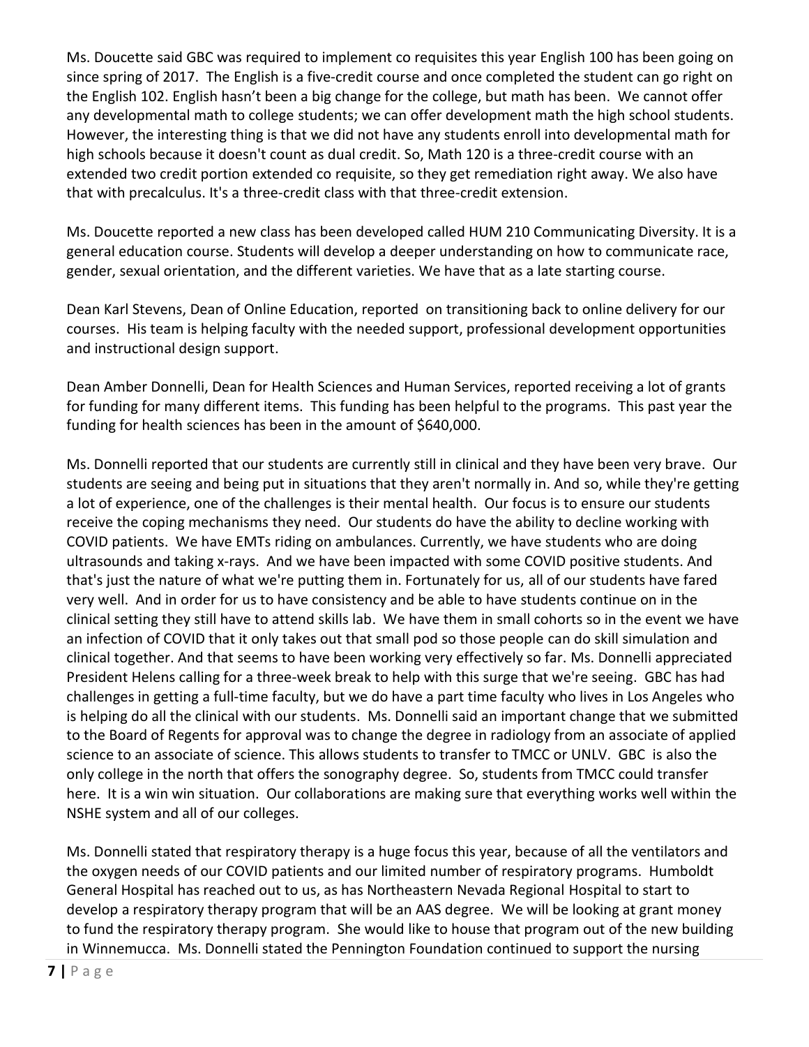Ms. Doucette said GBC was required to implement co requisites this year English 100 has been going on since spring of 2017. The English is a five-credit course and once completed the student can go right on the English 102. English hasn't been a big change for the college, but math has been. We cannot offer any developmental math to college students; we can offer development math the high school students. However, the interesting thing is that we did not have any students enroll into developmental math for high schools because it doesn't count as dual credit. So, Math 120 is a three-credit course with an extended two credit portion extended co requisite, so they get remediation right away. We also have that with precalculus. It's a three-credit class with that three-credit extension.

Ms. Doucette reported a new class has been developed called HUM 210 Communicating Diversity. It is a general education course. Students will develop a deeper understanding on how to communicate race, gender, sexual orientation, and the different varieties. We have that as a late starting course.

Dean Karl Stevens, Dean of Online Education, reported on transitioning back to online delivery for our courses. His team is helping faculty with the needed support, professional development opportunities and instructional design support.

Dean Amber Donnelli, Dean for Health Sciences and Human Services, reported receiving a lot of grants for funding for many different items. This funding has been helpful to the programs. This past year the funding for health sciences has been in the amount of $640,000.

Ms. Donnelli reported that our students are currently still in clinical and they have been very brave. Our students are seeing and being put in situations that they aren't normally in. And so, while they're getting a lot of experience, one of the challenges is their mental health. Our focus is to ensure our students receive the coping mechanisms they need. Our students do have the ability to decline working with COVID patients. We have EMTs riding on ambulances. Currently, we have students who are doing ultrasounds and taking x-rays. And we have been impacted with some COVID positive students. And that's just the nature of what we're putting them in. Fortunately for us, all of our students have fared very well. And in order for us to have consistency and be able to have students continue on in the clinical setting they still have to attend skills lab. We have them in small cohorts so in the event we have an infection of COVID that it only takes out that small pod so those people can do skill simulation and clinical together. And that seems to have been working very effectively so far. Ms. Donnelli appreciated President Helens calling for a three-week break to help with this surge that we're seeing. GBC has had challenges in getting a full-time faculty, but we do have a part time faculty who lives in Los Angeles who is helping do all the clinical with our students. Ms. Donnelli said an important change that we submitted to the Board of Regents for approval was to change the degree in radiology from an associate of applied science to an associate of science. This allows students to transfer to TMCC or UNLV. GBC is also the only college in the north that offers the sonography degree. So, students from TMCC could transfer here. It is a win win situation. Our collaborations are making sure that everything works well within the NSHE system and all of our colleges.

Ms. Donnelli stated that respiratory therapy is a huge focus this year, because of all the ventilators and the oxygen needs of our COVID patients and our limited number of respiratory programs. Humboldt General Hospital has reached out to us, as has Northeastern Nevada Regional Hospital to start to develop a respiratory therapy program that will be an AAS degree. We will be looking at grant money to fund the respiratory therapy program. She would like to house that program out of the new building in Winnemucca. Ms. Donnelli stated the Pennington Foundation continued to support the nursing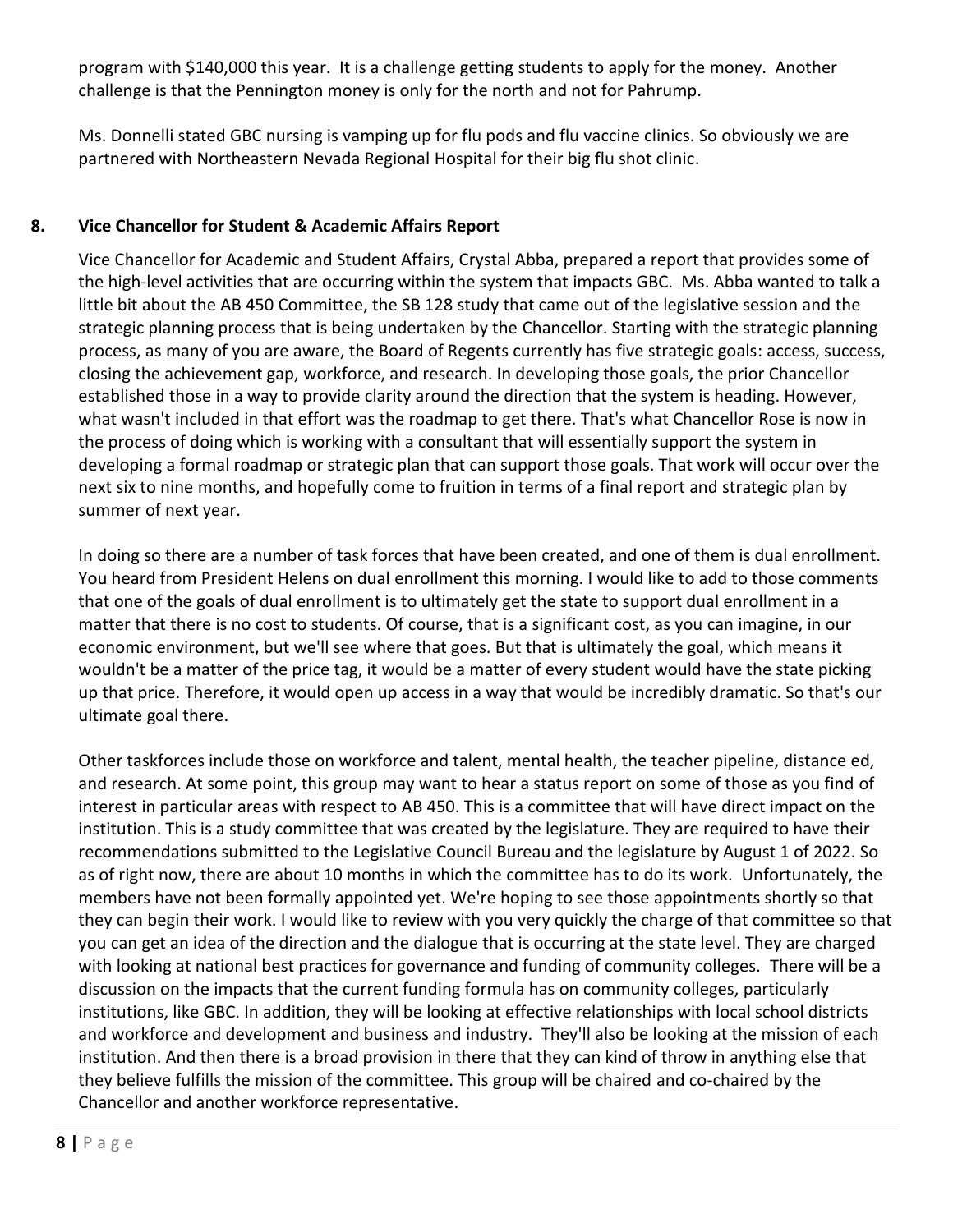program with $140,000 this year. It is a challenge getting students to apply for the money. Another challenge is that the Pennington money is only for the north and not for Pahrump.

Ms. Donnelli stated GBC nursing is vamping up for flu pods and flu vaccine clinics. So obviously we are partnered with Northeastern Nevada Regional Hospital for their big flu shot clinic.

## 8. Vice Chancellor for Student & Academic Affairs Report

Vice Chancellor for Academic and Student Affairs, Crystal Abba, prepared a report that provides some of the high-level activities that are occurring within the system that impacts GBC. Ms. Abba wanted to talk a little bit about the AB 450 Committee, the SB 128 study that came out of the legislative session and the strategic planning process that is being undertaken by the Chancellor. Starting with the strategic planning process, as many of you are aware, the Board of Regents currently has five strategic goals: access, success, closing the achievement gap, workforce, and research. In developing those goals, the prior Chancellor established those in a way to provide clarity around the direction that the system is heading. However, what wasn't included in that effort was the roadmap to get there. That's what Chancellor Rose is now in the process of doing which is working with a consultant that will essentially support the system in developing a formal roadmap or strategic plan that can support those goals. That work will occur over the next six to nine months, and hopefully come to fruition in terms of a final report and strategic plan by summer of next year.

In doing so there are a number of task forces that have been created, and one of them is dual enrollment. You heard from President Helens on dual enrollment this morning. I would like to add to those comments that one of the goals of dual enrollment is to ultimately get the state to support dual enrollment in a matter that there is no cost to students. Of course, that is a significant cost, as you can imagine, in our economic environment, but we'll see where that goes. But that is ultimately the goal, which means it wouldn't be a matter of the price tag, it would be a matter of every student would have the state picking up that price. Therefore, it would open up access in a way that would be incredibly dramatic. So that's our ultimate goal there.

Other taskforces include those on workforce and talent, mental health, the teacher pipeline, distance ed, and research. At some point, this group may want to hear a status report on some of those as you find of interest in particular areas with respect to AB 450. This is a committee that will have direct impact on the institution. This is a study committee that was created by the legislature. They are required to have their recommendations submitted to the Legislative Council Bureau and the legislature by August 1 of 2022. So as of right now, there are about 10 months in which the committee has to do its work. Unfortunately, the members have not been formally appointed yet. We're hoping to see those appointments shortly so that they can begin their work. I would like to review with you very quickly the charge of that committee so that you can get an idea of the direction and the dialogue that is occurring at the state level. They are charged with looking at national best practices for governance and funding of community colleges. There will be a discussion on the impacts that the current funding formula has on community colleges, particularly institutions, like GBC. In addition, they will be looking at effective relationships with local school districts and workforce and development and business and industry. They'll also be looking at the mission of each institution. And then there is a broad provision in there that they can kind of throw in anything else that they believe fulfills the mission of the committee. This group will be chaired and co-chaired by the Chancellor and another workforce representative.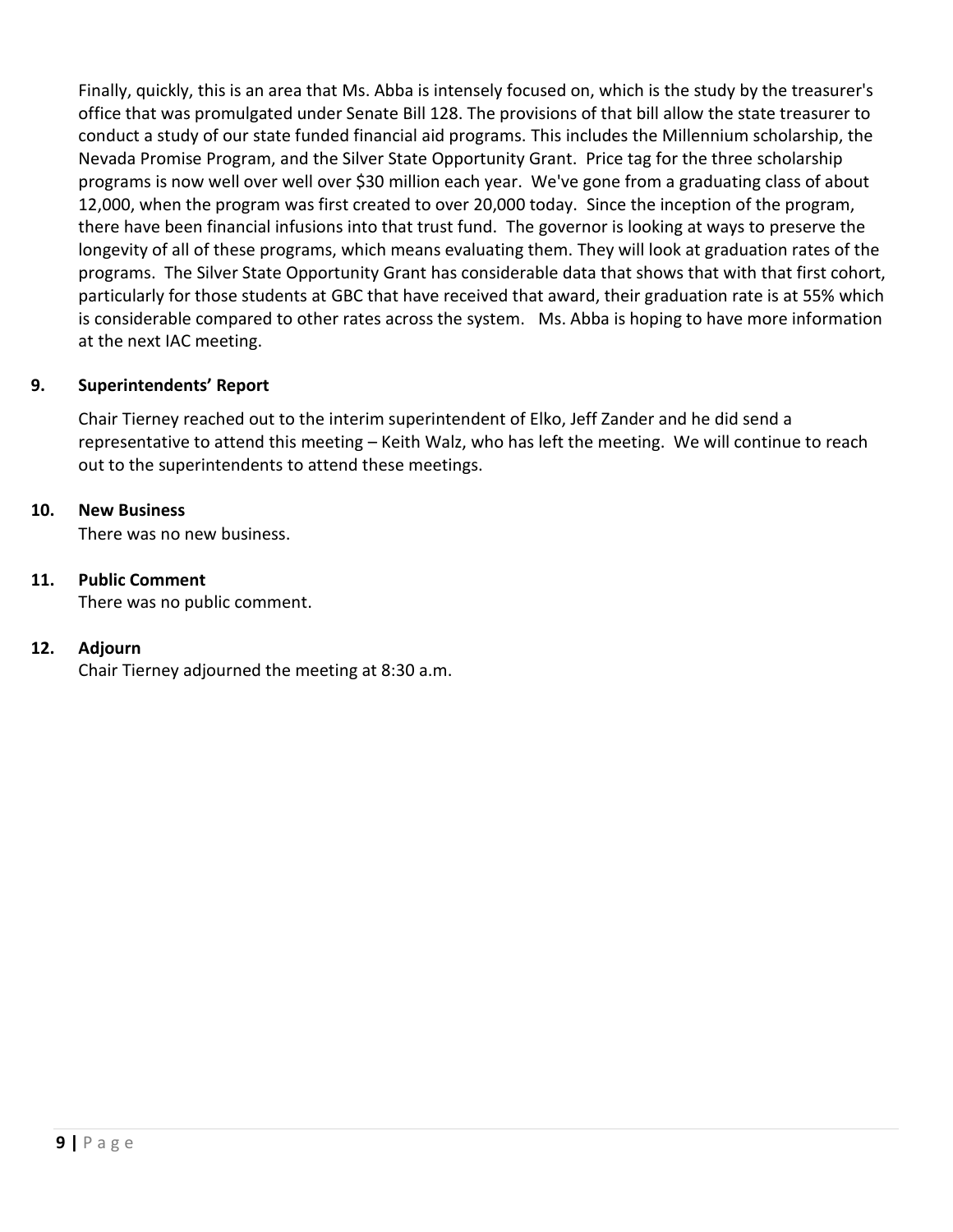Finally, quickly, this is an area that Ms. Abba is intensely focused on, which is the study by the treasurer's office that was promulgated under Senate Bill 128. The provisions of that bill allow the state treasurer to conduct a study of our state funded financial aid programs. This includes the Millennium scholarship, the Nevada Promise Program, and the Silver State Opportunity Grant. Price tag for the three scholarship programs is now well over well over $30 million each year. We've gone from a graduating class of about 12,000, when the program was first created to over 20,000 today. Since the inception of the program, there have been financial infusions into that trust fund. The governor is looking at ways to preserve the longevity of all of these programs, which means evaluating them. They will look at graduation rates of the programs. The Silver State Opportunity Grant has considerable data that shows that with that first cohort, particularly for those students at GBC that have received that award, their graduation rate is at 55% which is considerable compared to other rates across the system. Ms. Abba is hoping to have more information at the next IAC meeting.

**9. Superintendents' Report**

Chair Tierney reached out to the interim superintendent of Elko, Jeff Zander and he did send a representative to attend this meeting – Keith Walz, who has left the meeting. We will continue to reach out to the superintendents to attend these meetings.

**10. New Business**

There was no new business.

**11. Public Comment**

There was no public comment.

**12. Adjourn**

Chair Tierney adjourned the meeting at 8:30 a.m.